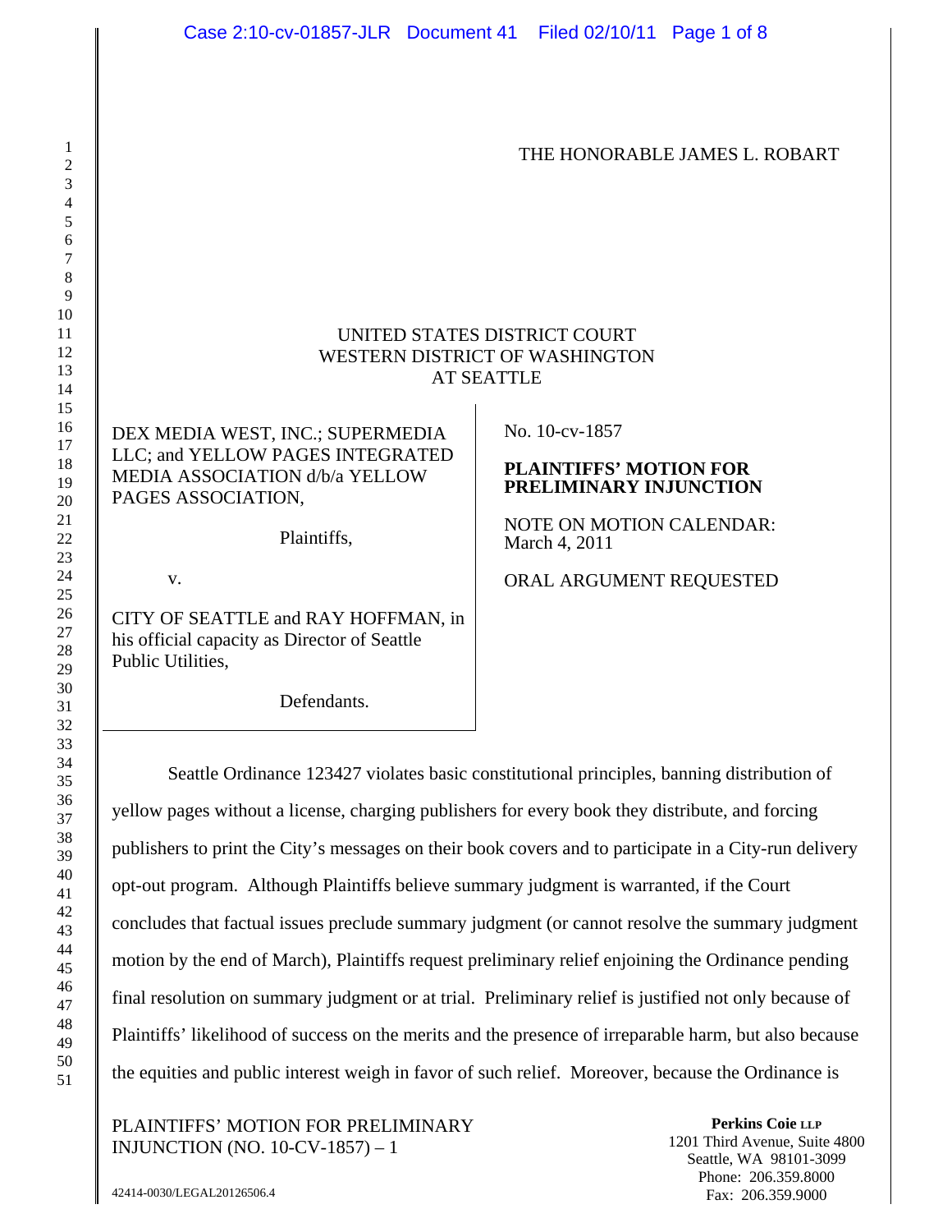THE HONORABLE JAMES L. ROBART

UNITED STATES DISTRICT COURT
WESTERN DISTRICT OF WASHINGTON
AT SEATTLE

DEX MEDIA WEST, INC.; SUPERMEDIA LLC; and YELLOW PAGES INTEGRATED MEDIA ASSOCIATION d/b/a YELLOW PAGES ASSOCIATION,

Plaintiffs,

v.

CITY OF SEATTLE and RAY HOFFMAN, in his official capacity as Director of Seattle Public Utilities,

Defendants.

No. 10-cv-1857

**PLAINTIFFS' MOTION FOR PRELIMINARY INJUNCTION**

NOTE ON MOTION CALENDAR: March 4, 2011

ORAL ARGUMENT REQUESTED

Seattle Ordinance 123427 violates basic constitutional principles, banning distribution of yellow pages without a license, charging publishers for every book they distribute, and forcing publishers to print the City's messages on their book covers and to participate in a City-run delivery opt-out program. Although Plaintiffs believe summary judgment is warranted, if the Court concludes that factual issues preclude summary judgment (or cannot resolve the summary judgment motion by the end of March), Plaintiffs request preliminary relief enjoining the Ordinance pending final resolution on summary judgment or at trial. Preliminary relief is justified not only because of Plaintiffs' likelihood of success on the merits and the presence of irreparable harm, but also because the equities and public interest weigh in favor of such relief. Moreover, because the Ordinance is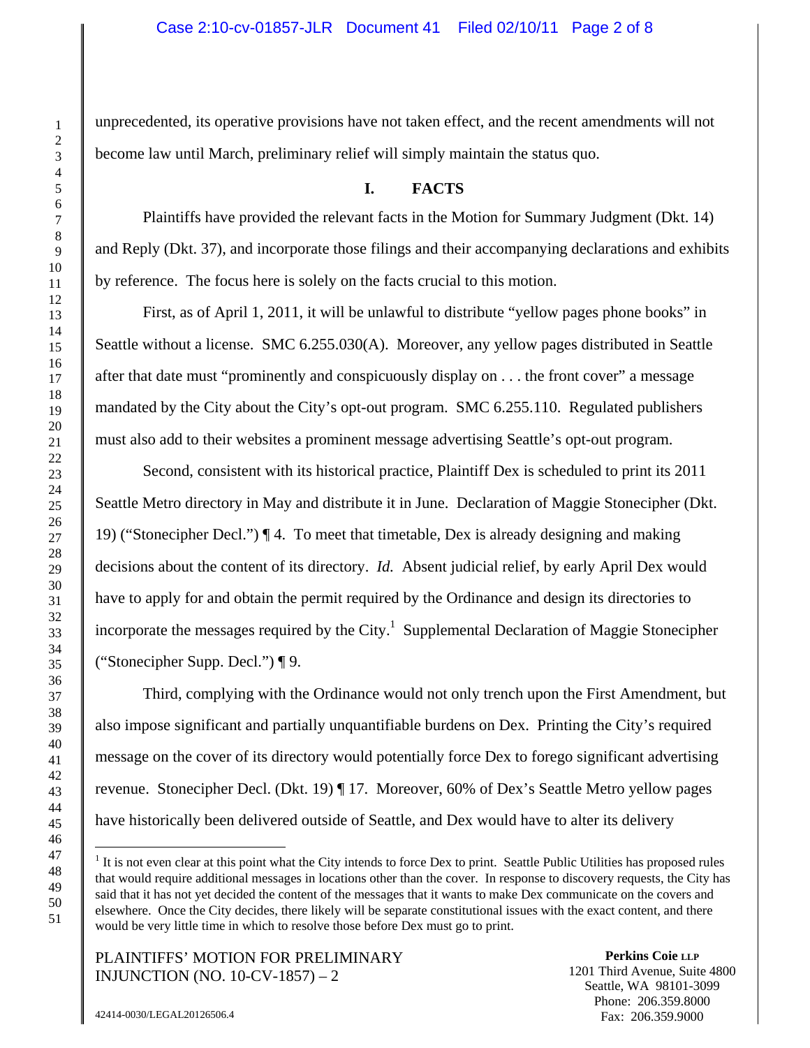unprecedented, its operative provisions have not taken effect, and the recent amendments will not become law until March, preliminary relief will simply maintain the status quo.

## I. FACTS

Plaintiffs have provided the relevant facts in the Motion for Summary Judgment (Dkt. 14) and Reply (Dkt. 37), and incorporate those filings and their accompanying declarations and exhibits by reference. The focus here is solely on the facts crucial to this motion.

First, as of April 1, 2011, it will be unlawful to distribute "yellow pages phone books" in Seattle without a license. SMC 6.255.030(A). Moreover, any yellow pages distributed in Seattle after that date must "prominently and conspicuously display on . . . the front cover" a message mandated by the City about the City's opt-out program. SMC 6.255.110. Regulated publishers must also add to their websites a prominent message advertising Seattle's opt-out program.

Second, consistent with its historical practice, Plaintiff Dex is scheduled to print its 2011 Seattle Metro directory in May and distribute it in June. Declaration of Maggie Stonecipher (Dkt. 19) ("Stonecipher Decl.") ¶ 4. To meet that timetable, Dex is already designing and making decisions about the content of its directory. *Id.* Absent judicial relief, by early April Dex would have to apply for and obtain the permit required by the Ordinance and design its directories to incorporate the messages required by the City.[1] Supplemental Declaration of Maggie Stonecipher ("Stonecipher Supp. Decl.") ¶ 9.

Third, complying with the Ordinance would not only trench upon the First Amendment, but also impose significant and partially unquantifiable burdens on Dex. Printing the City's required message on the cover of its directory would potentially force Dex to forego significant advertising revenue. Stonecipher Decl. (Dkt. 19) ¶ 17. Moreover, 60% of Dex's Seattle Metro yellow pages have historically been delivered outside of Seattle, and Dex would have to alter its delivery

---

[1] It is not even clear at this point what the City intends to force Dex to print. Seattle Public Utilities has proposed rules that would require additional messages in locations other than the cover. In response to discovery requests, the City has said that it has not yet decided the content of the messages that it wants to make Dex communicate on the covers and elsewhere. Once the City decides, there likely will be separate constitutional issues with the exact content, and there would be very little time in which to resolve those before Dex must go to print.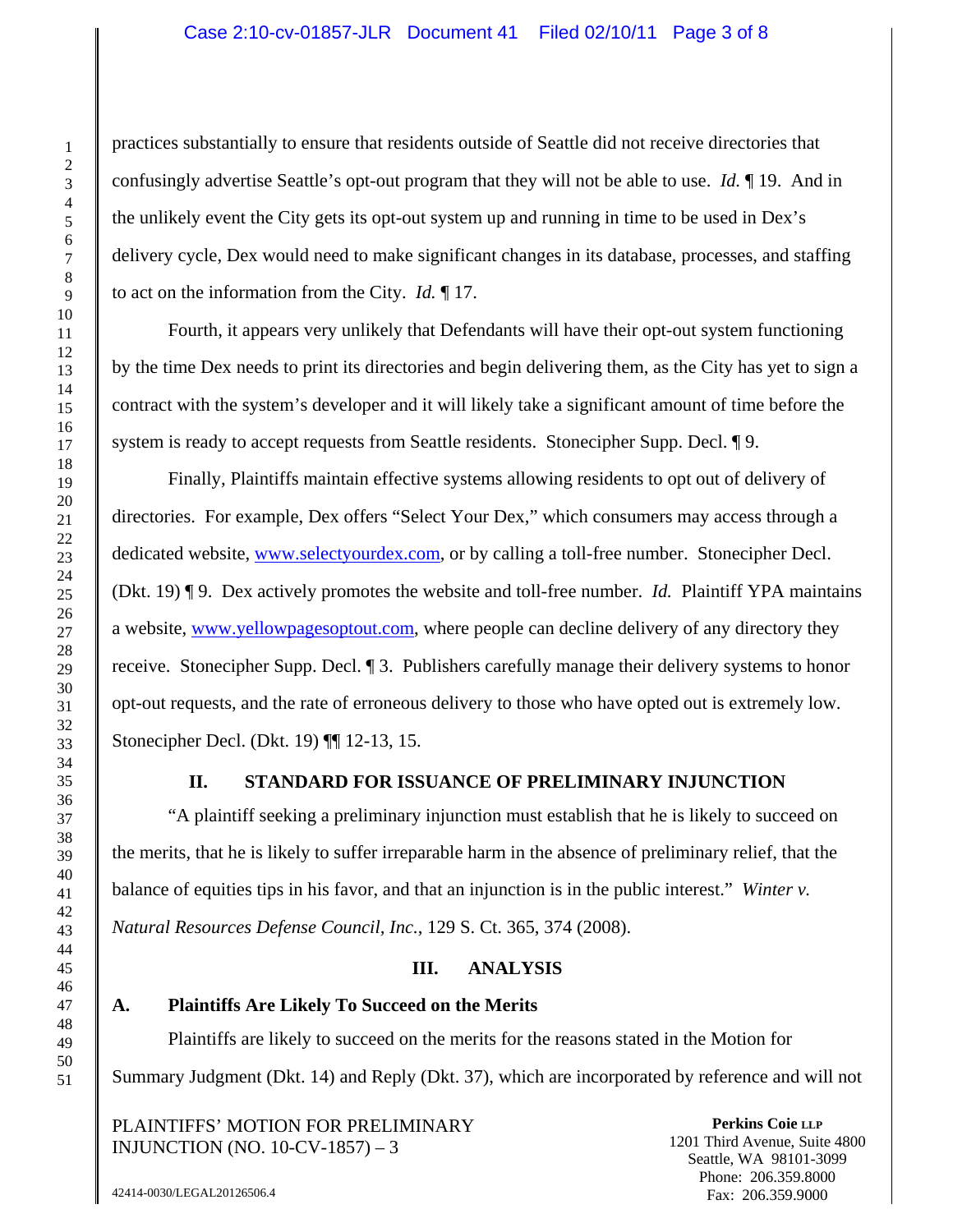practices substantially to ensure that residents outside of Seattle did not receive directories that confusingly advertise Seattle's opt-out program that they will not be able to use. *Id.* ¶ 19. And in the unlikely event the City gets its opt-out system up and running in time to be used in Dex's delivery cycle, Dex would need to make significant changes in its database, processes, and staffing to act on the information from the City. *Id.* ¶ 17.

Fourth, it appears very unlikely that Defendants will have their opt-out system functioning by the time Dex needs to print its directories and begin delivering them, as the City has yet to sign a contract with the system's developer and it will likely take a significant amount of time before the system is ready to accept requests from Seattle residents. Stonecipher Supp. Decl. ¶ 9.

Finally, Plaintiffs maintain effective systems allowing residents to opt out of delivery of directories. For example, Dex offers "Select Your Dex," which consumers may access through a dedicated website, www.selectyourdex.com, or by calling a toll-free number. Stonecipher Decl. (Dkt. 19) ¶ 9. Dex actively promotes the website and toll-free number. *Id.* Plaintiff YPA maintains a website, www.yellowpagesoptout.com, where people can decline delivery of any directory they receive. Stonecipher Supp. Decl. ¶ 3. Publishers carefully manage their delivery systems to honor opt-out requests, and the rate of erroneous delivery to those who have opted out is extremely low. Stonecipher Decl. (Dkt. 19) ¶¶ 12-13, 15.

## II. STANDARD FOR ISSUANCE OF PRELIMINARY INJUNCTION

"A plaintiff seeking a preliminary injunction must establish that he is likely to succeed on the merits, that he is likely to suffer irreparable harm in the absence of preliminary relief, that the balance of equities tips in his favor, and that an injunction is in the public interest." *Winter v. Natural Resources Defense Council, Inc.*, 129 S. Ct. 365, 374 (2008).

## III. ANALYSIS

### A. Plaintiffs Are Likely To Succeed on the Merits

Plaintiffs are likely to succeed on the merits for the reasons stated in the Motion for Summary Judgment (Dkt. 14) and Reply (Dkt. 37), which are incorporated by reference and will not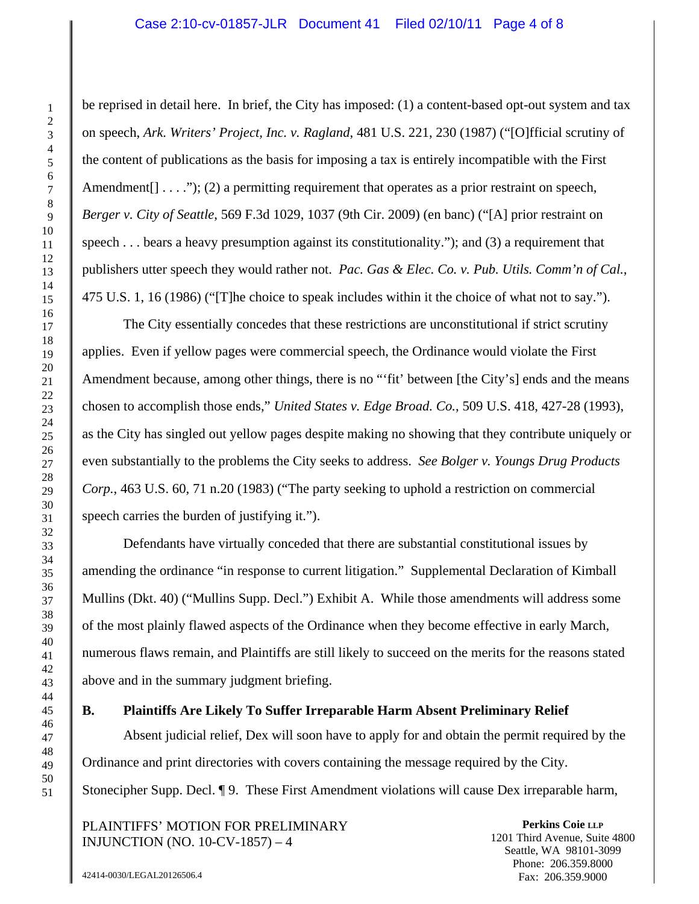be reprised in detail here. In brief, the City has imposed: (1) a content-based opt-out system and tax on speech, *Ark. Writers' Project, Inc. v. Ragland*, 481 U.S. 221, 230 (1987) ("[O]fficial scrutiny of the content of publications as the basis for imposing a tax is entirely incompatible with the First Amendment[] . . . ."); (2) a permitting requirement that operates as a prior restraint on speech, *Berger v. City of Seattle*, 569 F.3d 1029, 1037 (9th Cir. 2009) (en banc) ("[A] prior restraint on speech . . . bears a heavy presumption against its constitutionality."); and (3) a requirement that publishers utter speech they would rather not. *Pac. Gas & Elec. Co. v. Pub. Utils. Comm'n of Cal.*, 475 U.S. 1, 16 (1986) ("[T]he choice to speak includes within it the choice of what not to say.").

The City essentially concedes that these restrictions are unconstitutional if strict scrutiny applies. Even if yellow pages were commercial speech, the Ordinance would violate the First Amendment because, among other things, there is no "'fit' between [the City's] ends and the means chosen to accomplish those ends," *United States v. Edge Broad. Co.*, 509 U.S. 418, 427-28 (1993), as the City has singled out yellow pages despite making no showing that they contribute uniquely or even substantially to the problems the City seeks to address. *See Bolger v. Youngs Drug Products Corp.*, 463 U.S. 60, 71 n.20 (1983) ("The party seeking to uphold a restriction on commercial speech carries the burden of justifying it.").

Defendants have virtually conceded that there are substantial constitutional issues by amending the ordinance "in response to current litigation." Supplemental Declaration of Kimball Mullins (Dkt. 40) ("Mullins Supp. Decl.") Exhibit A. While those amendments will address some of the most plainly flawed aspects of the Ordinance when they become effective in early March, numerous flaws remain, and Plaintiffs are still likely to succeed on the merits for the reasons stated above and in the summary judgment briefing.

### B. Plaintiffs Are Likely To Suffer Irreparable Harm Absent Preliminary Relief

Absent judicial relief, Dex will soon have to apply for and obtain the permit required by the Ordinance and print directories with covers containing the message required by the City. Stonecipher Supp. Decl. ¶ 9. These First Amendment violations will cause Dex irreparable harm,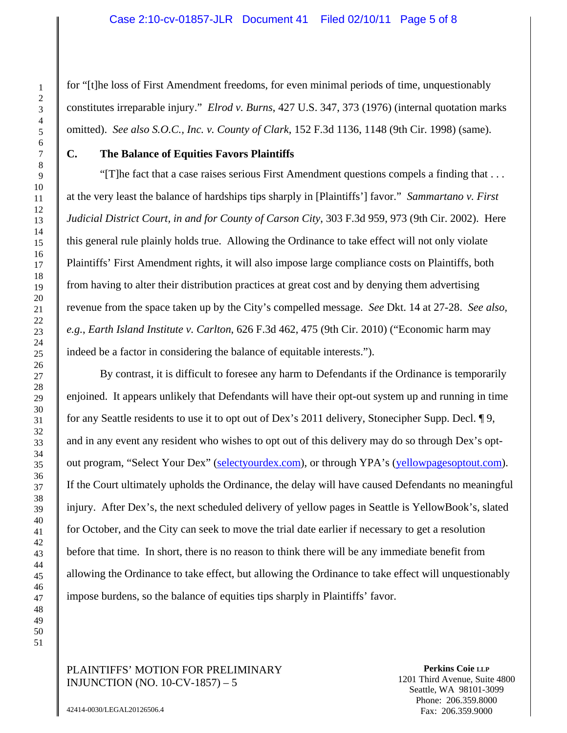for "[t]he loss of First Amendment freedoms, for even minimal periods of time, unquestionably constitutes irreparable injury." *Elrod v. Burns*, 427 U.S. 347, 373 (1976) (internal quotation marks omitted). *See also S.O.C., Inc. v. County of Clark*, 152 F.3d 1136, 1148 (9th Cir. 1998) (same).

### C. The Balance of Equities Favors Plaintiffs

"[T]he fact that a case raises serious First Amendment questions compels a finding that . . . at the very least the balance of hardships tips sharply in [Plaintiffs'] favor." *Sammartano v. First Judicial District Court, in and for County of Carson City*, 303 F.3d 959, 973 (9th Cir. 2002). Here this general rule plainly holds true. Allowing the Ordinance to take effect will not only violate Plaintiffs' First Amendment rights, it will also impose large compliance costs on Plaintiffs, both from having to alter their distribution practices at great cost and by denying them advertising revenue from the space taken up by the City's compelled message. *See* Dkt. 14 at 27-28. *See also, e.g.*, *Earth Island Institute v. Carlton*, 626 F.3d 462, 475 (9th Cir. 2010) ("Economic harm may indeed be a factor in considering the balance of equitable interests.").

By contrast, it is difficult to foresee any harm to Defendants if the Ordinance is temporarily enjoined. It appears unlikely that Defendants will have their opt-out system up and running in time for any Seattle residents to use it to opt out of Dex's 2011 delivery, Stonecipher Supp. Decl. ¶ 9, and in any event any resident who wishes to opt out of this delivery may do so through Dex's opt-out program, "Select Your Dex" (selectyourdex.com), or through YPA's (yellowpagesoptout.com). If the Court ultimately upholds the Ordinance, the delay will have caused Defendants no meaningful injury. After Dex's, the next scheduled delivery of yellow pages in Seattle is YellowBook's, slated for October, and the City can seek to move the trial date earlier if necessary to get a resolution before that time. In short, there is no reason to think there will be any immediate benefit from allowing the Ordinance to take effect, but allowing the Ordinance to take effect will unquestionably impose burdens, so the balance of equities tips sharply in Plaintiffs' favor.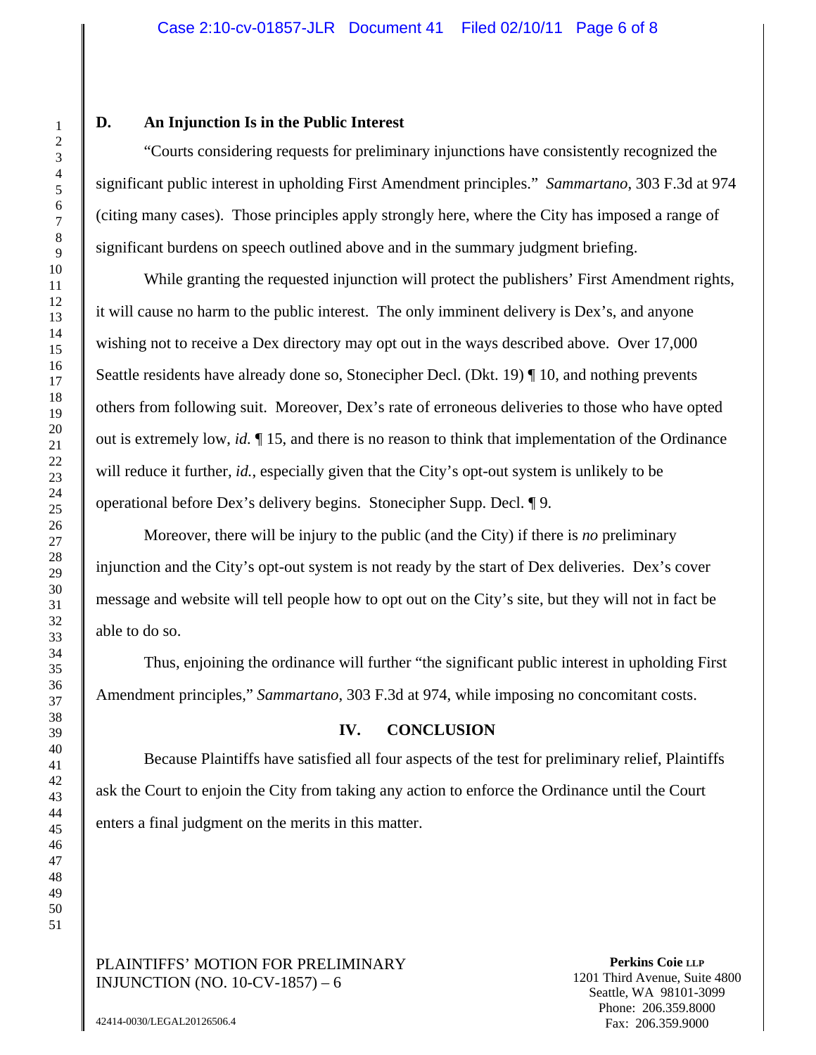### D. An Injunction Is in the Public Interest

"Courts considering requests for preliminary injunctions have consistently recognized the significant public interest in upholding First Amendment principles." *Sammartano*, 303 F.3d at 974 (citing many cases). Those principles apply strongly here, where the City has imposed a range of significant burdens on speech outlined above and in the summary judgment briefing.

While granting the requested injunction will protect the publishers' First Amendment rights, it will cause no harm to the public interest. The only imminent delivery is Dex's, and anyone wishing not to receive a Dex directory may opt out in the ways described above. Over 17,000 Seattle residents have already done so, Stonecipher Decl. (Dkt. 19) ¶ 10, and nothing prevents others from following suit. Moreover, Dex's rate of erroneous deliveries to those who have opted out is extremely low, *id.* ¶ 15, and there is no reason to think that implementation of the Ordinance will reduce it further, *id.*, especially given that the City's opt-out system is unlikely to be operational before Dex's delivery begins. Stonecipher Supp. Decl. ¶ 9.

Moreover, there will be injury to the public (and the City) if there is *no* preliminary injunction and the City's opt-out system is not ready by the start of Dex deliveries. Dex's cover message and website will tell people how to opt out on the City's site, but they will not in fact be able to do so.

Thus, enjoining the ordinance will further "the significant public interest in upholding First Amendment principles," *Sammartano*, 303 F.3d at 974, while imposing no concomitant costs.

## IV. CONCLUSION

Because Plaintiffs have satisfied all four aspects of the test for preliminary relief, Plaintiffs ask the Court to enjoin the City from taking any action to enforce the Ordinance until the Court enters a final judgment on the merits in this matter.

PLAINTIFFS' MOTION FOR PRELIMINARY INJUNCTION (NO. 10-CV-1857) – 6

42414-0030/LEGAL20126506.4

**Perkins Coie LLP**
1201 Third Avenue, Suite 4800
Seattle, WA 98101-3099
Phone: 206.359.8000
Fax: 206.359.9000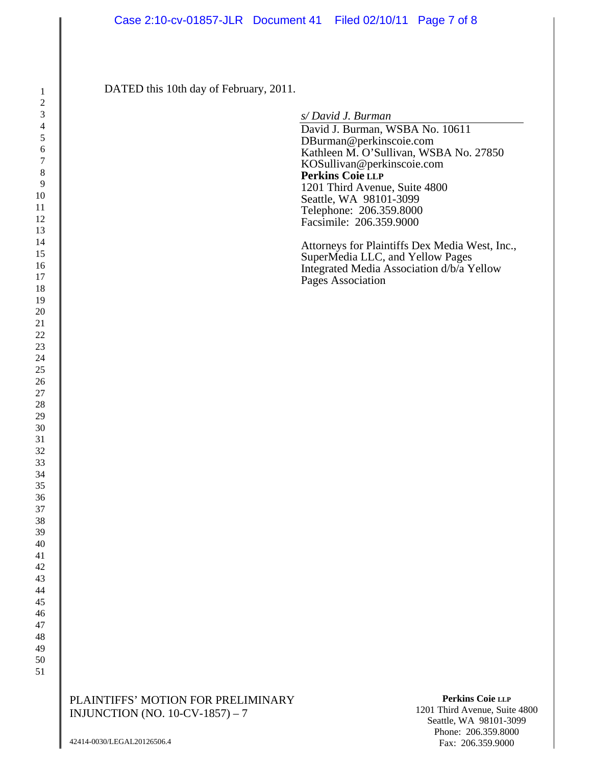DATED this 10th day of February, 2011.

*s/ David J. Burman*

David J. Burman, WSBA No. 10611
DBurman@perkinscoie.com
Kathleen M. O'Sullivan, WSBA No. 27850
KOSullivan@perkinscoie.com
**Perkins Coie LLP**
1201 Third Avenue, Suite 4800
Seattle, WA 98101-3099
Telephone: 206.359.8000
Facsimile: 206.359.9000

Attorneys for Plaintiffs Dex Media West, Inc., SuperMedia LLC, and Yellow Pages Integrated Media Association d/b/a Yellow Pages Association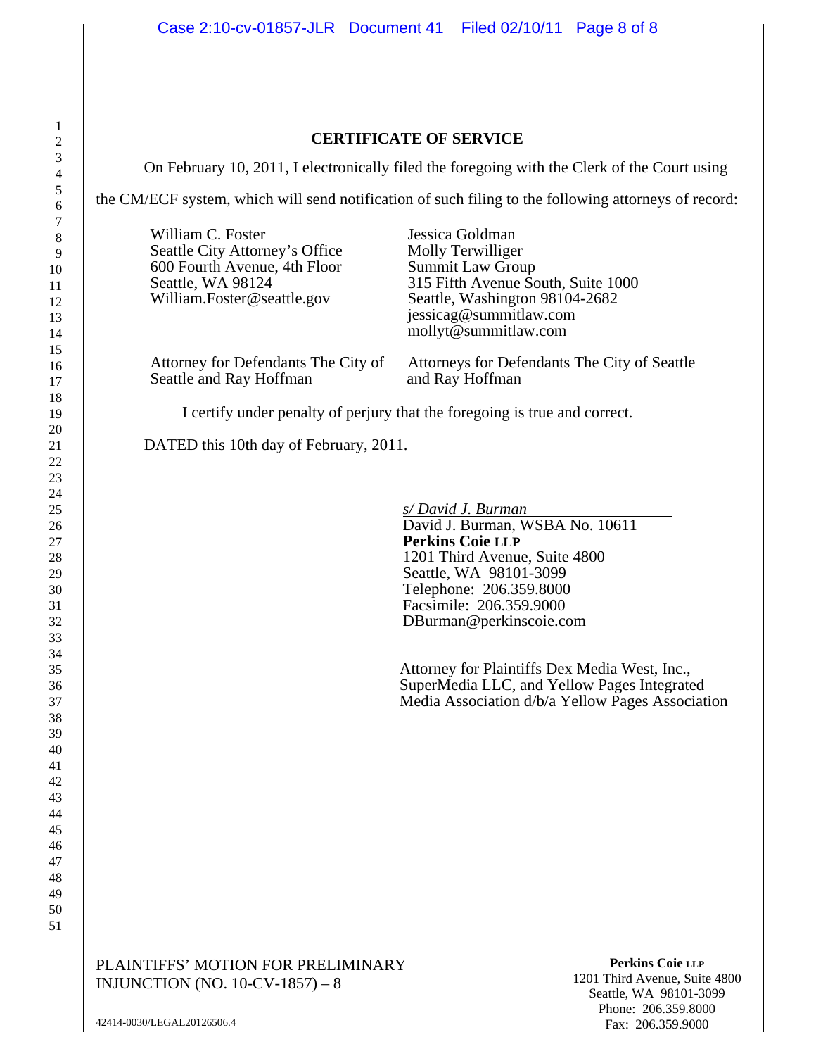## CERTIFICATE OF SERVICE

On February 10, 2011, I electronically filed the foregoing with the Clerk of the Court using the CM/ECF system, which will send notification of such filing to the following attorneys of record:

William C. Foster
Seattle City Attorney's Office
600 Fourth Avenue, 4th Floor
Seattle, WA 98124
William.Foster@seattle.gov

Attorney for Defendants The City of Seattle and Ray Hoffman

Jessica Goldman
Molly Terwilliger
Summit Law Group
315 Fifth Avenue South, Suite 1000
Seattle, Washington 98104-2682
jessicag@summitlaw.com
mollyt@summitlaw.com

Attorneys for Defendants The City of Seattle and Ray Hoffman

I certify under penalty of perjury that the foregoing is true and correct.

DATED this 10th day of February, 2011.

*s/ David J. Burman*
David J. Burman, WSBA No. 10611
**Perkins Coie LLP**
1201 Third Avenue, Suite 4800
Seattle, WA 98101-3099
Telephone: 206.359.8000
Facsimile: 206.359.9000
DBurman@perkinscoie.com

Attorney for Plaintiffs Dex Media West, Inc., SuperMedia LLC, and Yellow Pages Integrated Media Association d/b/a Yellow Pages Association

PLAINTIFFS' MOTION FOR PRELIMINARY INJUNCTION (NO. 10-CV-1857) – 8

42414-0030/LEGAL20126506.4

**Perkins Coie LLP**
1201 Third Avenue, Suite 4800
Seattle, WA 98101-3099
Phone: 206.359.8000
Fax: 206.359.9000